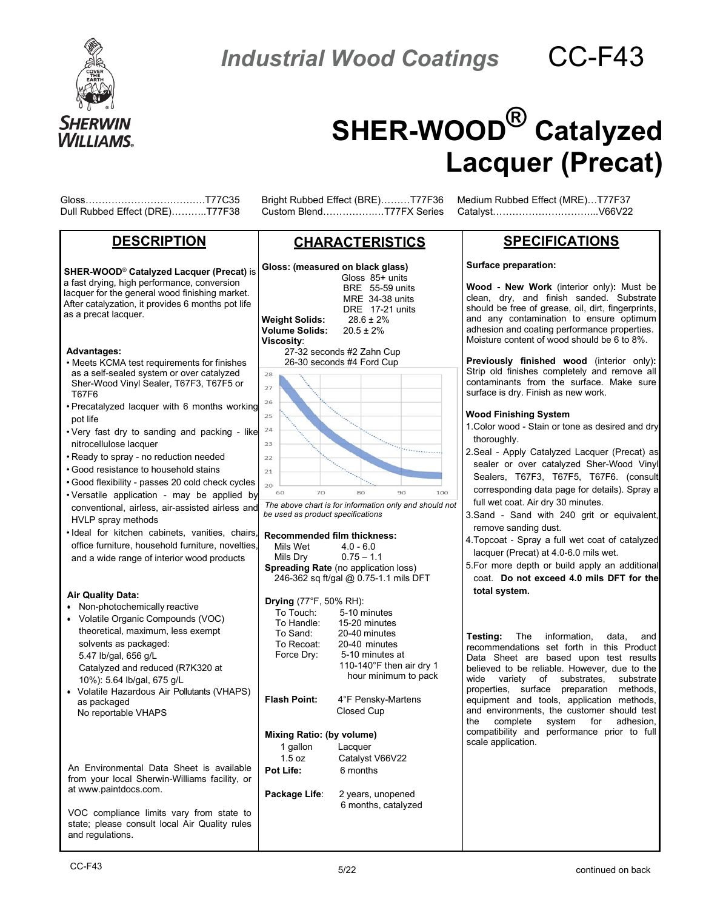# Industrial Wood Coatings CC-F43

# SHER-WOOD® Catalyzed Lacquer (Precat)

| | | |
|---|---|---|
| Gloss……………………………….T77C35 | Bright Rubbed Effect (BRE)………T77F36 | Medium Rubbed Effect (MRE)…T77F37 |
| Dull Rubbed Effect (DRE)………..T77F38 | Custom Blend………………T77FX Series | Catalyst…………………………...V66V22 |

## DESCRIPTION

**SHER-WOOD® Catalyzed Lacquer (Precat)** is a fast drying, high performance, conversion lacquer for the general wood finishing market. After catalyzation, it provides 6 months pot life as a precat lacquer.

**Advantages:**

- Meets KCMA test requirements for finishes as a self-sealed system or over catalyzed Sher-Wood Vinyl Sealer, T67F3, T67F5 or T67F6
- Precatalyzed lacquer with 6 months working pot life
- Very fast dry to sanding and packing - like nitrocellulose lacquer
- Ready to spray - no reduction needed
- Good resistance to household stains
- Good flexibility - passes 20 cold check cycles
- Versatile application - may be applied by conventional, airless, air-assisted airless and HVLP spray methods
- Ideal for kitchen cabinets, vanities, chairs, office furniture, household furniture, novelties, and a wide range of interior wood products

**Air Quality Data:**

- Non-photochemically reactive
- Volatile Organic Compounds (VOC) theoretical, maximum, less exempt solvents as packaged:
  5.47 lb/gal, 656 g/L
  Catalyzed and reduced (R7K320 at 10%): 5.64 lb/gal, 675 g/L
- Volatile Hazardous Air Pollutants (VHAPS) as packaged
  No reportable VHAPS

An Environmental Data Sheet is available from your local Sherwin-Williams facility, or at www.paintdocs.com.

VOC compliance limits vary from state to state; please consult local Air Quality rules and regulations.

## CHARACTERISTICS

**Gloss: (measured on black glass)**
Gloss 85+ units
BRE 55-59 units
MRE 34-38 units
DRE 17-21 units

**Weight Solids:** 28.6 ± 2%
**Volume Solids:** 20.5 ± 2%
**Viscosity**:
27-32 seconds #2 Zahn Cup
26-30 seconds #4 Ford Cup

*The above chart is for information only and should not be used as product specifications*

**Recommended film thickness:**

| | |
|---|---|
| Mils Wet | 4.0 - 6.0 |
| Mils Dry | 0.75 – 1.1 |

**Spreading Rate** (no application loss)
246-362 sq ft/gal @ 0.75-1.1 mils DFT

**Drying** (77°F, 50% RH):

| | |
|---|---|
| To Touch: | 5-10 minutes |
| To Handle: | 15-20 minutes |
| To Sand: | 20-40 minutes |
| To Recoat: | 20-40 minutes |
| Force Dry: | 5-10 minutes at 110-140°F then air dry 1 hour minimum to pack |

**Flash Point:** 4°F Pensky-Martens Closed Cup

**Mixing Ratio: (by volume)**

| | |
|---|---|
| 1 gallon | Lacquer |
| 1.5 oz | Catalyst V66V22 |

**Pot Life:** 6 months

**Package Life**: 2 years, unopened
6 months, catalyzed

## SPECIFICATIONS

**Surface preparation:**

**Wood - New Work** (interior only)**:** Must be clean, dry, and finish sanded. Substrate should be free of grease, oil, dirt, fingerprints, and any contamination to ensure optimum adhesion and coating performance properties. Moisture content of wood should be 6 to 8%.

**Previously finished wood** (interior only)**:** Strip old finishes completely and remove all contaminants from the surface. Make sure surface is dry. Finish as new work.

**Wood Finishing System**

1. Color wood - Stain or tone as desired and dry thoroughly.
2. Seal - Apply Catalyzed Lacquer (Precat) as sealer or over catalyzed Sher-Wood Vinyl Sealers, T67F3, T67F5, T67F6. (consult corresponding data page for details). Spray a full wet coat. Air dry 30 minutes.
3. Sand - Sand with 240 grit or equivalent, remove sanding dust.
4. Topcoat - Spray a full wet coat of catalyzed lacquer (Precat) at 4.0-6.0 mils wet.
5. For more depth or build apply an additional coat. **Do not exceed 4.0 mils DFT for the total system.**

**Testing:** The information, data, and recommendations set forth in this Product Data Sheet are based upon test results believed to be reliable. However, due to the wide variety of substrates, substrate properties, surface preparation methods, equipment and tools, application methods, and environments, the customer should test the complete system for adhesion, compatibility and performance prior to full scale application.

CC-F43 5/22 continued on back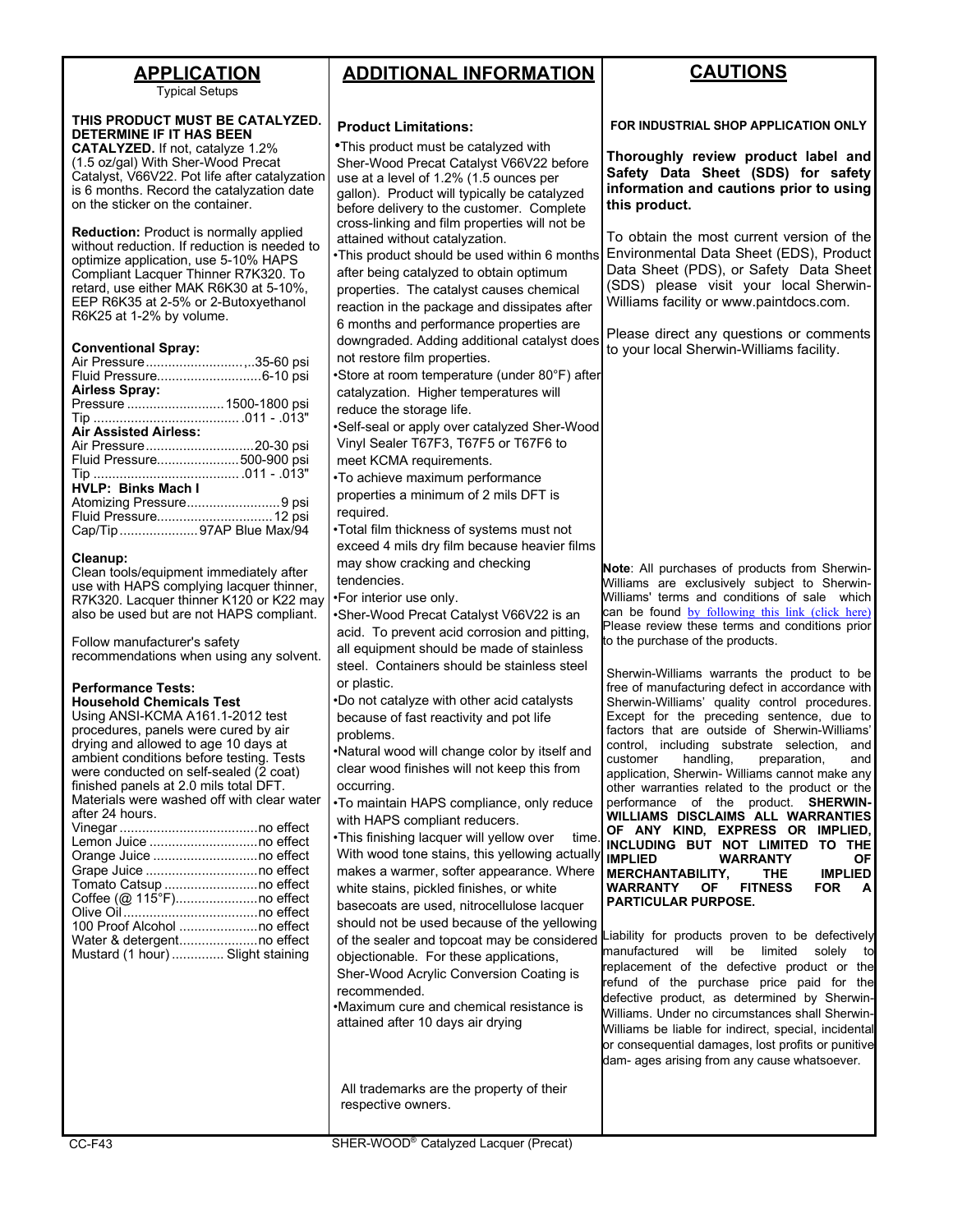## APPLICATION

Typical Setups

**THIS PRODUCT MUST BE CATALYZED. DETERMINE IF IT HAS BEEN CATALYZED.** If not, catalyze 1.2% (1.5 oz/gal) With Sher-Wood Precat Catalyst, V66V22. Pot life after catalyzation is 6 months. Record the catalyzation date on the sticker on the container.

**Reduction:** Product is normally applied without reduction. If reduction is needed to optimize application, use 5-10% HAPS Compliant Lacquer Thinner R7K320. To retard, use either MAK R6K30 at 5-10%, EEP R6K35 at 2-5% or 2-Butoxyethanol R6K25 at 1-2% by volume.

**Conventional Spray:**
Air Pressure ..........................35-60 psi
Fluid Pressure...........................6-10 psi

**Airless Spray:**
Pressure ..........................1500-1800 psi
Tip .......................................011 - .013"

**Air Assisted Airless:**
Air Pressure .............................20-30 psi
Fluid Pressure......................500-900 psi
Tip .......................................011 - .013"

**HVLP: Binks Mach I**
Atomizing Pressure.........................9 psi
Fluid Pressure..............................12 psi
Cap/Tip .....................97AP Blue Max/94

**Cleanup:**
Clean tools/equipment immediately after use with HAPS complying lacquer thinner, R7K320. Lacquer thinner K120 or K22 may also be used but are not HAPS compliant.

Follow manufacturer's safety recommendations when using any solvent.

**Performance Tests:**
**Household Chemicals Test**
Using ANSI-KCMA A161.1-2012 test procedures, panels were cured by air drying and allowed to age 10 days at ambient conditions before testing. Tests were conducted on self-sealed (2 coat) finished panels at 2.0 mils total DFT. Materials were washed off with clear water after 24 hours.

Vinegar .....................................no effect
Lemon Juice ..............................no effect
Orange Juice .............................no effect
Grape Juice ...............................no effect
Tomato Catsup ...........................no effect
Coffee (@ 115°F)........................no effect
Olive Oil.....................................no effect
100 Proof Alcohol ......................no effect
Water & detergent.......................no effect
Mustard (1 hour) .............. Slight staining

## ADDITIONAL INFORMATION

**Product Limitations:**

- This product must be catalyzed with Sher-Wood Precat Catalyst V66V22 before use at a level of 1.2% (1.5 ounces per gallon). Product will typically be catalyzed before delivery to the customer. Complete cross-linking and film properties will not be attained without catalyzation.
- This product should be used within 6 months after being catalyzed to obtain optimum properties. The catalyst causes chemical reaction in the package and dissipates after 6 months and performance properties are downgraded. Adding additional catalyst does not restore film properties.
- Store at room temperature (under 80°F) after catalyzation. Higher temperatures will reduce the storage life.
- Self-seal or apply over catalyzed Sher-Wood Vinyl Sealer T67F3, T67F5 or T67F6 to meet KCMA requirements.
- To achieve maximum performance properties a minimum of 2 mils DFT is required.
- Total film thickness of systems must not exceed 4 mils dry film because heavier films may show cracking and checking tendencies.
- For interior use only.
- Sher-Wood Precat Catalyst V66V22 is an acid. To prevent acid corrosion and pitting, all equipment should be made of stainless steel. Containers should be stainless steel or plastic.
- Do not catalyze with other acid catalysts because of fast reactivity and pot life problems.
- Natural wood will change color by itself and clear wood finishes will not keep this from occurring.
- To maintain HAPS compliance, only reduce with HAPS compliant reducers.
- This finishing lacquer will yellow over time. With wood tone stains, this yellowing actually makes a warmer, softer appearance. Where white stains, pickled finishes, or white basecoats are used, nitrocellulose lacquer should not be used because of the yellowing of the sealer and topcoat may be considered objectionable. For these applications, Sher-Wood Acrylic Conversion Coating is recommended.
- Maximum cure and chemical resistance is attained after 10 days air drying

All trademarks are the property of their respective owners.

## CAUTIONS

**FOR INDUSTRIAL SHOP APPLICATION ONLY**

**Thoroughly review product label and Safety Data Sheet (SDS) for safety information and cautions prior to using this product.**

To obtain the most current version of the Environmental Data Sheet (EDS), Product Data Sheet (PDS), or Safety Data Sheet (SDS) please visit your local Sherwin-Williams facility or www.paintdocs.com.

Please direct any questions or comments to your local Sherwin-Williams facility.

**Note**: All purchases of products from Sherwin-Williams are exclusively subject to Sherwin-Williams' terms and conditions of sale which can be found by following this link (click here) Please review these terms and conditions prior to the purchase of the products.

Sherwin-Williams warrants the product to be free of manufacturing defect in accordance with Sherwin-Williams' quality control procedures. Except for the preceding sentence, due to factors that are outside of Sherwin-Williams' control, including substrate selection, and customer handling, preparation, and application, Sherwin- Williams cannot make any other warranties related to the product or the performance of the product. **SHERWIN-WILLIAMS DISCLAIMS ALL WARRANTIES OF ANY KIND, EXPRESS OR IMPLIED, INCLUDING BUT NOT LIMITED TO THE IMPLIED WARRANTY OF MERCHANTABILITY, THE IMPLIED WARRANTY OF FITNESS FOR A PARTICULAR PURPOSE.**

Liability for products proven to be defectively manufactured will be limited solely to replacement of the defective product or the refund of the purchase price paid for the defective product, as determined by Sherwin-Williams. Under no circumstances shall Sherwin-Williams be liable for indirect, special, incidental or consequential damages, lost profits or punitive dam- ages arising from any cause whatsoever.

CC-F43

SHER-WOOD® Catalyzed Lacquer (Precat)